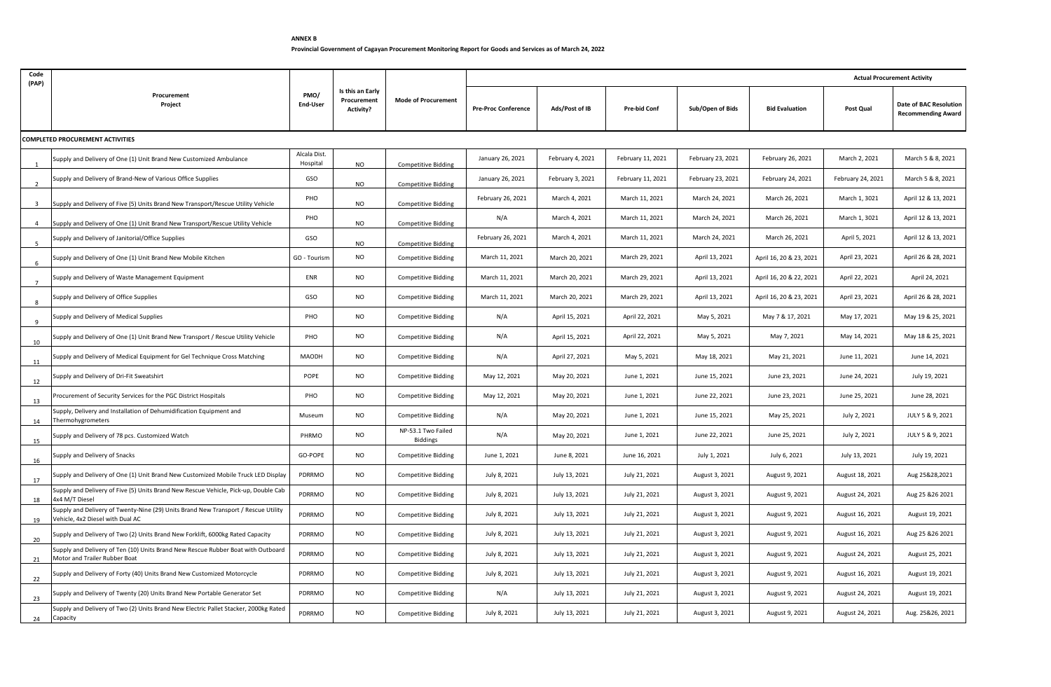**ANNEX B**

**Provincial Government of Cagayan Procurement Monitoring Report for Goods and Services as of March 24, 2022**

| Code (PAP) | Procurement Project | PMO/ End-User | Is this an Early Procurement Activity? | Mode of Procurement | Actual Procurement Activity | | | | | | |
|---|---|---|---|---|---|---|---|---|---|---|---|
| | | | | | Pre-Proc Conference | Ads/Post of IB | Pre-bid Conf | Sub/Open of Bids | Bid Evaluation | Post Qual | Date of BAC Resolution Recommending Award |
| **COMPLETED PROCUREMENT ACTIVITIES** | | | | | | | | | | | |
| 1 | Supply and Delivery of One (1) Unit Brand New Customized Ambulance | Alcala Dist. Hospital | NO | Competitive Bidding | January 26, 2021 | February 4, 2021 | February 11, 2021 | February 23, 2021 | February 26, 2021 | March 2, 2021 | March 5 & 8, 2021 |
| 2 | Supply and Delivery of Brand-New of Various Office Supplies | GSO | NO | Competitive Bidding | January 26, 2021 | February 3, 2021 | February 11, 2021 | February 23, 2021 | February 24, 2021 | February 24, 2021 | March 5 & 8, 2021 |
| 3 | Supply and Delivery of Five (5) Units Brand New Transport/Rescue Utility Vehicle | PHO | NO | Competitive Bidding | February 26, 2021 | March 4, 2021 | March 11, 2021 | March 24, 2021 | March 26, 2021 | March 1, 3021 | April 12 & 13, 2021 |
| 4 | Supply and Delivery of One (1) Unit Brand New Transport/Rescue Utility Vehicle | PHO | NO | Competitive Bidding | N/A | March 4, 2021 | March 11, 2021 | March 24, 2021 | March 26, 2021 | March 1, 3021 | April 12 & 13, 2021 |
| 5 | Supply and Delivery of Janitorial/Office Supplies | GSO | NO | Competitive Bidding | February 26, 2021 | March 4, 2021 | March 11, 2021 | March 24, 2021 | March 26, 2021 | April 5, 2021 | April 12 & 13, 2021 |
| 6 | Supply and Delivery of One (1) Unit Brand New Mobile Kitchen | GO - Tourism | NO | Competitive Bidding | March 11, 2021 | March 20, 2021 | March 29, 2021 | April 13, 2021 | April 16, 20 & 23, 2021 | April 23, 2021 | April 26 & 28, 2021 |
| 7 | Supply and Delivery of Waste Management Equipment | ENR | NO | Competitive Bidding | March 11, 2021 | March 20, 2021 | March 29, 2021 | April 13, 2021 | April 16, 20 & 22, 2021 | April 22, 2021 | April 24, 2021 |
| 8 | Supply and Delivery of Office Supplies | GSO | NO | Competitive Bidding | March 11, 2021 | March 20, 2021 | March 29, 2021 | April 13, 2021 | April 16, 20 & 23, 2021 | April 23, 2021 | April 26 & 28, 2021 |
| 9 | Supply and Delivery of Medical Supplies | PHO | NO | Competitive Bidding | N/A | April 15, 2021 | April 22, 2021 | May 5, 2021 | May 7 & 17, 2021 | May 17, 2021 | May 19 & 25, 2021 |
| 10 | Supply and Delivery of One (1) Unit Brand New Transport / Rescue Utility Vehicle | PHO | NO | Competitive Bidding | N/A | April 15, 2021 | April 22, 2021 | May 5, 2021 | May 7, 2021 | May 14, 2021 | May 18 & 25, 2021 |
| 11 | Supply and Delivery of Medical Equipment for Gel Technique Cross Matching | MAODH | NO | Competitive Bidding | N/A | April 27, 2021 | May 5, 2021 | May 18, 2021 | May 21, 2021 | June 11, 2021 | June 14, 2021 |
| 12 | Supply and Delivery of Dri-Fit Sweatshirt | POPE | NO | Competitive Bidding | May 12, 2021 | May 20, 2021 | June 1, 2021 | June 15, 2021 | June 23, 2021 | June 24, 2021 | July 19, 2021 |
| 13 | Procurement of Security Services for the PGC District Hospitals | PHO | NO | Competitive Bidding | May 12, 2021 | May 20, 2021 | June 1, 2021 | June 22, 2021 | June 23, 2021 | June 25, 2021 | June 28, 2021 |
| 14 | Supply, Delivery and Installation of Dehumidification Equipment and Thermohygrometers | Museum | NO | Competitive Bidding | N/A | May 20, 2021 | June 1, 2021 | June 15, 2021 | May 25, 2021 | July 2, 2021 | JULY 5 & 9, 2021 |
| 15 | Supply and Delivery of 78 pcs. Customized Watch | PHRMO | NO | NP-53.1 Two Failed Biddings | N/A | May 20, 2021 | June 1, 2021 | June 22, 2021 | June 25, 2021 | July 2, 2021 | JULY 5 & 9, 2021 |
| 16 | Supply and Delivery of Snacks | GO-POPE | NO | Competitive Bidding | June 1, 2021 | June 8, 2021 | June 16, 2021 | July 1, 2021 | July 6, 2021 | July 13, 2021 | July 19, 2021 |
| 17 | Supply and Delivery of One (1) Unit Brand New Customized Mobile Truck LED Display | PDRRMO | NO | Competitive Bidding | July 8, 2021 | July 13, 2021 | July 21, 2021 | August 3, 2021 | August 9, 2021 | August 18, 2021 | Aug 25&28,2021 |
| 18 | Supply and Delivery of Five (5) Units Brand New Rescue Vehicle, Pick-up, Double Cab 4x4 M/T Diesel | PDRRMO | NO | Competitive Bidding | July 8, 2021 | July 13, 2021 | July 21, 2021 | August 3, 2021 | August 9, 2021 | August 24, 2021 | Aug 25 &26 2021 |
| 19 | Supply and Delivery of Twenty-Nine (29) Units Brand New Transport / Rescue Utility Vehicle, 4x2 Diesel with Dual AC | PDRRMO | NO | Competitive Bidding | July 8, 2021 | July 13, 2021 | July 21, 2021 | August 3, 2021 | August 9, 2021 | August 16, 2021 | August 19, 2021 |
| 20 | Supply and Delivery of Two (2) Units Brand New Forklift, 6000kg Rated Capacity | PDRRMO | NO | Competitive Bidding | July 8, 2021 | July 13, 2021 | July 21, 2021 | August 3, 2021 | August 9, 2021 | August 16, 2021 | Aug 25 &26 2021 |
| 21 | Supply and Delivery of Ten (10) Units Brand New Rescue Rubber Boat with Outboard Motor and Trailer Rubber Boat | PDRRMO | NO | Competitive Bidding | July 8, 2021 | July 13, 2021 | July 21, 2021 | August 3, 2021 | August 9, 2021 | August 24, 2021 | August 25, 2021 |
| 22 | Supply and Delivery of Forty (40) Units Brand New Customized Motorcycle | PDRRMO | NO | Competitive Bidding | July 8, 2021 | July 13, 2021 | July 21, 2021 | August 3, 2021 | August 9, 2021 | August 16, 2021 | August 19, 2021 |
| 23 | Supply and Delivery of Twenty (20) Units Brand New Portable Generator Set | PDRRMO | NO | Competitive Bidding | N/A | July 13, 2021 | July 21, 2021 | August 3, 2021 | August 9, 2021 | August 24, 2021 | August 19, 2021 |
| 24 | Supply and Delivery of Two (2) Units Brand New Electric Pallet Stacker, 2000kg Rated Capacity | PDRRMO | NO | Competitive Bidding | July 8, 2021 | July 13, 2021 | July 21, 2021 | August 3, 2021 | August 9, 2021 | August 24, 2021 | Aug. 25&26, 2021 |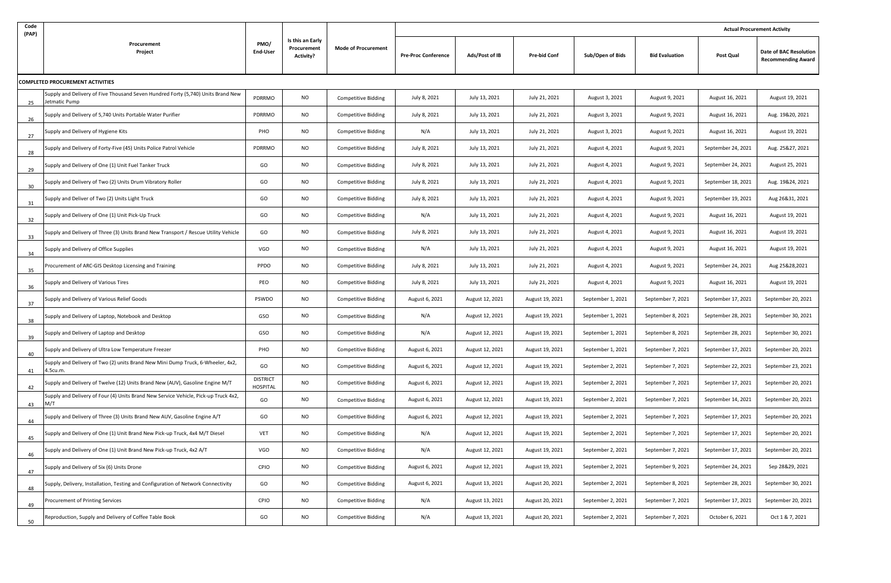| Code (PAP) | Procurement Project | PMO/ End-User | Is this an Early Procurement Activity? | Mode of Procurement | Actual Procurement Activity | | | | | | |
|---|---|---|---|---|---|---|---|---|---|---|---|
| | | | | | Pre-Proc Conference | Ads/Post of IB | Pre-bid Conf | Sub/Open of Bids | Bid Evaluation | Post Qual | Date of BAC Resolution Recommending Award |
| **COMPLETED PROCUREMENT ACTIVITIES** | | | | | | | | | | | |
| 25 | Supply and Delivery of Five Thousand Seven Hundred Forty (5,740) Units Brand New Jetmatic Pump | PDRRMO | NO | Competitive Bidding | July 8, 2021 | July 13, 2021 | July 21, 2021 | August 3, 2021 | August 9, 2021 | August 16, 2021 | August 19, 2021 |
| 26 | Supply and Delivery of 5,740 Units Portable Water Purifier | PDRRMO | NO | Competitive Bidding | July 8, 2021 | July 13, 2021 | July 21, 2021 | August 3, 2021 | August 9, 2021 | August 16, 2021 | Aug. 19&20, 2021 |
| 27 | Supply and Delivery of Hygiene Kits | PHO | NO | Competitive Bidding | N/A | July 13, 2021 | July 21, 2021 | August 3, 2021 | August 9, 2021 | August 16, 2021 | August 19, 2021 |
| 28 | Supply and Delivery of Forty-Five (45) Units Police Patrol Vehicle | PDRRMO | NO | Competitive Bidding | July 8, 2021 | July 13, 2021 | July 21, 2021 | August 4, 2021 | August 9, 2021 | September 24, 2021 | Aug. 25&27, 2021 |
| 29 | Supply and Delivery of One (1) Unit Fuel Tanker Truck | GO | NO | Competitive Bidding | July 8, 2021 | July 13, 2021 | July 21, 2021 | August 4, 2021 | August 9, 2021 | September 24, 2021 | August 25, 2021 |
| 30 | Supply and Delivery of Two (2) Units Drum Vibratory Roller | GO | NO | Competitive Bidding | July 8, 2021 | July 13, 2021 | July 21, 2021 | August 4, 2021 | August 9, 2021 | September 18, 2021 | Aug. 19&24, 2021 |
| 31 | Supply and Deliver of Two (2) Units Light Truck | GO | NO | Competitive Bidding | July 8, 2021 | July 13, 2021 | July 21, 2021 | August 4, 2021 | August 9, 2021 | September 19, 2021 | Aug 26&31, 2021 |
| 32 | Supply and Delivery of One (1) Unit Pick-Up Truck | GO | NO | Competitive Bidding | N/A | July 13, 2021 | July 21, 2021 | August 4, 2021 | August 9, 2021 | August 16, 2021 | August 19, 2021 |
| 33 | Supply and Delivery of Three (3) Units Brand New Transport / Rescue Utility Vehicle | GO | NO | Competitive Bidding | July 8, 2021 | July 13, 2021 | July 21, 2021 | August 4, 2021 | August 9, 2021 | August 16, 2021 | August 19, 2021 |
| 34 | Supply and Delivery of Office Supplies | VGO | NO | Competitive Bidding | N/A | July 13, 2021 | July 21, 2021 | August 4, 2021 | August 9, 2021 | August 16, 2021 | August 19, 2021 |
| 35 | Procurement of ARC-GIS Desktop Licensing and Training | PPDO | NO | Competitive Bidding | July 8, 2021 | July 13, 2021 | July 21, 2021 | August 4, 2021 | August 9, 2021 | September 24, 2021 | Aug 25&28,2021 |
| 36 | Supply and Delivery of Various Tires | PEO | NO | Competitive Bidding | July 8, 2021 | July 13, 2021 | July 21, 2021 | August 4, 2021 | August 9, 2021 | August 16, 2021 | August 19, 2021 |
| 37 | Supply and Delivery of Various Relief Goods | PSWDO | NO | Competitive Bidding | August 6, 2021 | August 12, 2021 | August 19, 2021 | September 1, 2021 | September 7, 2021 | September 17, 2021 | September 20, 2021 |
| 38 | Supply and Delivery of Laptop, Notebook and Desktop | GSO | NO | Competitive Bidding | N/A | August 12, 2021 | August 19, 2021 | September 1, 2021 | September 8, 2021 | September 28, 2021 | September 30, 2021 |
| 39 | Supply and Delivery of Laptop and Desktop | GSO | NO | Competitive Bidding | N/A | August 12, 2021 | August 19, 2021 | September 1, 2021 | September 8, 2021 | September 28, 2021 | September 30, 2021 |
| 40 | Supply and Delivery of Ultra Low Temperature Freezer | PHO | NO | Competitive Bidding | August 6, 2021 | August 12, 2021 | August 19, 2021 | September 1, 2021 | September 7, 2021 | September 17, 2021 | September 20, 2021 |
| 41 | Supply and Delivery of Two (2) units Brand New Mini Dump Truck, 6-Wheeler, 4x2, 4.5cu.m. | GO | NO | Competitive Bidding | August 6, 2021 | August 12, 2021 | August 19, 2021 | September 2, 2021 | September 7, 2021 | September 22, 2021 | September 23, 2021 |
| 42 | Supply and Delivery of Twelve (12) Units Brand New (AUV), Gasoline Engine M/T | DISTRICT HOSPITAL | NO | Competitive Bidding | August 6, 2021 | August 12, 2021 | August 19, 2021 | September 2, 2021 | September 7, 2021 | September 17, 2021 | September 20, 2021 |
| 43 | Supply and Delivery of Four (4) Units Brand New Service Vehicle, Pick-up Truck 4x2, M/T | GO | NO | Competitive Bidding | August 6, 2021 | August 12, 2021 | August 19, 2021 | September 2, 2021 | September 7, 2021 | September 14, 2021 | September 20, 2021 |
| 44 | Supply and Delivery of Three (3) Units Brand New AUV, Gasoline Engine A/T | GO | NO | Competitive Bidding | August 6, 2021 | August 12, 2021 | August 19, 2021 | September 2, 2021 | September 7, 2021 | September 17, 2021 | September 20, 2021 |
| 45 | Supply and Delivery of One (1) Unit Brand New Pick-up Truck, 4x4 M/T Diesel | VET | NO | Competitive Bidding | N/A | August 12, 2021 | August 19, 2021 | September 2, 2021 | September 7, 2021 | September 17, 2021 | September 20, 2021 |
| 46 | Supply and Delivery of One (1) Unit Brand New Pick-up Truck, 4x2 A/T | VGO | NO | Competitive Bidding | N/A | August 12, 2021 | August 19, 2021 | September 2, 2021 | September 7, 2021 | September 17, 2021 | September 20, 2021 |
| 47 | Supply and Delivery of Six (6) Units Drone | CPIO | NO | Competitive Bidding | August 6, 2021 | August 12, 2021 | August 19, 2021 | September 2, 2021 | September 9, 2021 | September 24, 2021 | Sep 28&29, 2021 |
| 48 | Supply, Delivery, Installation, Testing and Configuration of Network Connectivity | GO | NO | Competitive Bidding | August 6, 2021 | August 13, 2021 | August 20, 2021 | September 2, 2021 | September 8, 2021 | September 28, 2021 | September 30, 2021 |
| 49 | Procurement of Printing Services | CPIO | NO | Competitive Bidding | N/A | August 13, 2021 | August 20, 2021 | September 2, 2021 | September 7, 2021 | September 17, 2021 | September 20, 2021 |
| 50 | Reproduction, Supply and Delivery of Coffee Table Book | GO | NO | Competitive Bidding | N/A | August 13, 2021 | August 20, 2021 | September 2, 2021 | September 7, 2021 | October 6, 2021 | Oct 1 & 7, 2021 |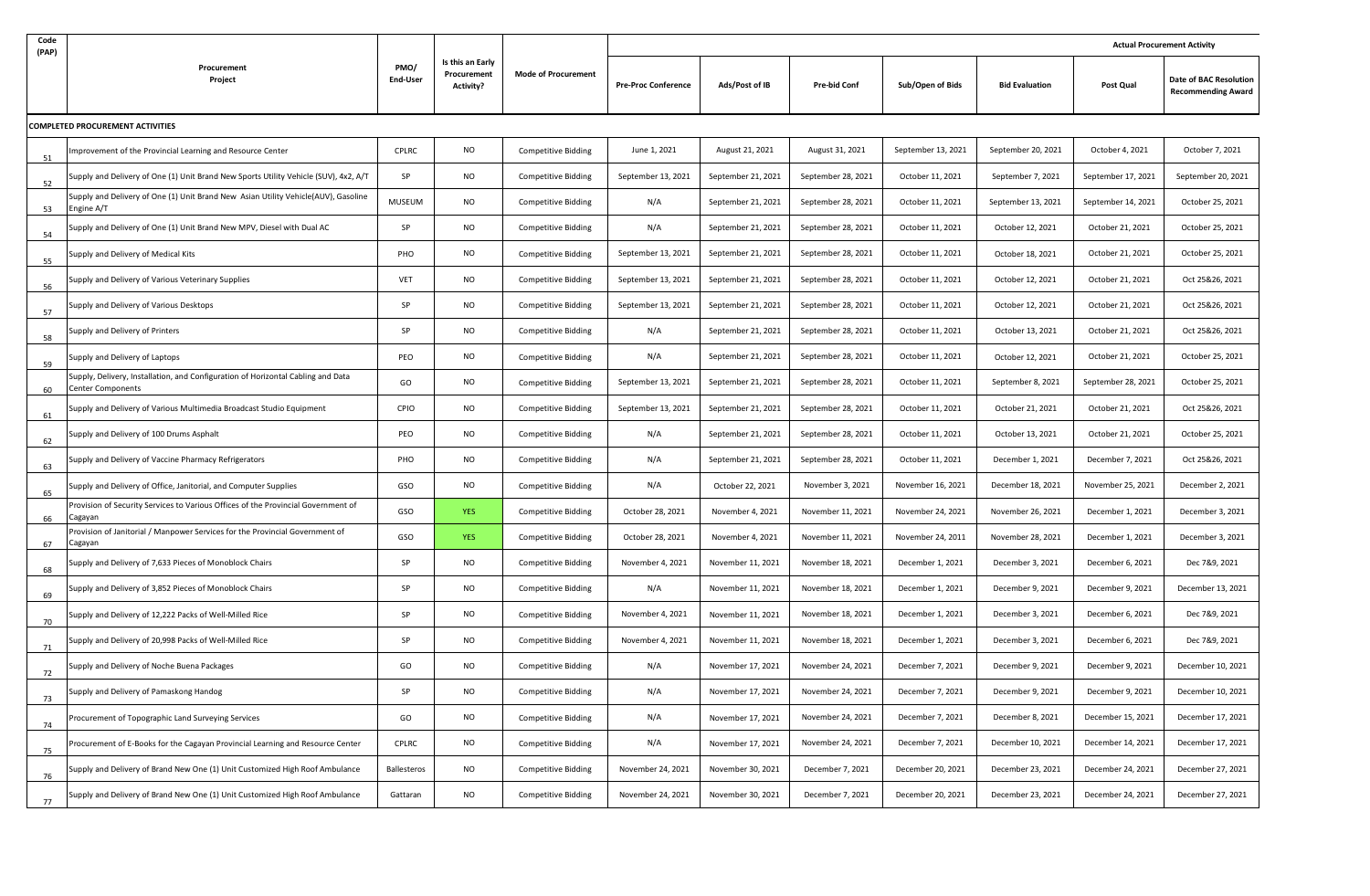| Code (PAP) | Procurement Project | PMO/ End-User | Is this an Early Procurement Activity? | Mode of Procurement | Actual Procurement Activity | | | | | | |
|---|---|---|---|---|---|---|---|---|---|---|---|
| | | | | | Pre-Proc Conference | Ads/Post of IB | Pre-bid Conf | Sub/Open of Bids | Bid Evaluation | Post Qual | Date of BAC Resolution Recommending Award |
| **COMPLETED PROCUREMENT ACTIVITIES** | | | | | | | | | | | |
| 51 | Improvement of the Provincial Learning and Resource Center | CPLRC | NO | Competitive Bidding | June 1, 2021 | August 21, 2021 | August 31, 2021 | September 13, 2021 | September 20, 2021 | October 4, 2021 | October 7, 2021 |
| 52 | Supply and Delivery of One (1) Unit Brand New Sports Utility Vehicle (SUV), 4x2, A/T | SP | NO | Competitive Bidding | September 13, 2021 | September 21, 2021 | September 28, 2021 | October 11, 2021 | September 7, 2021 | September 17, 2021 | September 20, 2021 |
| 53 | Supply and Delivery of One (1) Unit Brand New Asian Utility Vehicle(AUV), Gasoline Engine A/T | MUSEUM | NO | Competitive Bidding | N/A | September 21, 2021 | September 28, 2021 | October 11, 2021 | September 13, 2021 | September 14, 2021 | October 25, 2021 |
| 54 | Supply and Delivery of One (1) Unit Brand New MPV, Diesel with Dual AC | SP | NO | Competitive Bidding | N/A | September 21, 2021 | September 28, 2021 | October 11, 2021 | October 12, 2021 | October 21, 2021 | October 25, 2021 |
| 55 | Supply and Delivery of Medical Kits | PHO | NO | Competitive Bidding | September 13, 2021 | September 21, 2021 | September 28, 2021 | October 11, 2021 | October 18, 2021 | October 21, 2021 | October 25, 2021 |
| 56 | Supply and Delivery of Various Veterinary Supplies | VET | NO | Competitive Bidding | September 13, 2021 | September 21, 2021 | September 28, 2021 | October 11, 2021 | October 12, 2021 | October 21, 2021 | Oct 25&26, 2021 |
| 57 | Supply and Delivery of Various Desktops | SP | NO | Competitive Bidding | September 13, 2021 | September 21, 2021 | September 28, 2021 | October 11, 2021 | October 12, 2021 | October 21, 2021 | Oct 25&26, 2021 |
| 58 | Supply and Delivery of Printers | SP | NO | Competitive Bidding | N/A | September 21, 2021 | September 28, 2021 | October 11, 2021 | October 13, 2021 | October 21, 2021 | Oct 25&26, 2021 |
| 59 | Supply and Delivery of Laptops | PEO | NO | Competitive Bidding | N/A | September 21, 2021 | September 28, 2021 | October 11, 2021 | October 12, 2021 | October 21, 2021 | October 25, 2021 |
| 60 | Supply, Delivery, Installation, and Configuration of Horizontal Cabling and Data Center Components | GO | NO | Competitive Bidding | September 13, 2021 | September 21, 2021 | September 28, 2021 | October 11, 2021 | September 8, 2021 | September 28, 2021 | October 25, 2021 |
| 61 | Supply and Delivery of Various Multimedia Broadcast Studio Equipment | CPIO | NO | Competitive Bidding | September 13, 2021 | September 21, 2021 | September 28, 2021 | October 11, 2021 | October 21, 2021 | October 21, 2021 | Oct 25&26, 2021 |
| 62 | Supply and Delivery of 100 Drums Asphalt | PEO | NO | Competitive Bidding | N/A | September 21, 2021 | September 28, 2021 | October 11, 2021 | October 13, 2021 | October 21, 2021 | October 25, 2021 |
| 63 | Supply and Delivery of Vaccine Pharmacy Refrigerators | PHO | NO | Competitive Bidding | N/A | September 21, 2021 | September 28, 2021 | October 11, 2021 | December 1, 2021 | December 7, 2021 | Oct 25&26, 2021 |
| 65 | Supply and Delivery of Office, Janitorial, and Computer Supplies | GSO | NO | Competitive Bidding | N/A | October 22, 2021 | November 3, 2021 | November 16, 2021 | December 18, 2021 | November 25, 2021 | December 2, 2021 |
| 66 | Provision of Security Services to Various Offices of the Provincial Government of Cagayan | GSO | YES | Competitive Bidding | October 28, 2021 | November 4, 2021 | November 11, 2021 | November 24, 2021 | November 26, 2021 | December 1, 2021 | December 3, 2021 |
| 67 | Provision of Janitorial / Manpower Services for the Provincial Government of Cagayan | GSO | YES | Competitive Bidding | October 28, 2021 | November 4, 2021 | November 11, 2021 | November 24, 2011 | November 28, 2021 | December 1, 2021 | December 3, 2021 |
| 68 | Supply and Delivery of 7,633 Pieces of Monoblock Chairs | SP | NO | Competitive Bidding | November 4, 2021 | November 11, 2021 | November 18, 2021 | December 1, 2021 | December 3, 2021 | December 6, 2021 | Dec 7&9, 2021 |
| 69 | Supply and Delivery of 3,852 Pieces of Monoblock Chairs | SP | NO | Competitive Bidding | N/A | November 11, 2021 | November 18, 2021 | December 1, 2021 | December 9, 2021 | December 9, 2021 | December 13, 2021 |
| 70 | Supply and Delivery of 12,222 Packs of Well-Milled Rice | SP | NO | Competitive Bidding | November 4, 2021 | November 11, 2021 | November 18, 2021 | December 1, 2021 | December 3, 2021 | December 6, 2021 | Dec 7&9, 2021 |
| 71 | Supply and Delivery of 20,998 Packs of Well-Milled Rice | SP | NO | Competitive Bidding | November 4, 2021 | November 11, 2021 | November 18, 2021 | December 1, 2021 | December 3, 2021 | December 6, 2021 | Dec 7&9, 2021 |
| 72 | Supply and Delivery of Noche Buena Packages | GO | NO | Competitive Bidding | N/A | November 17, 2021 | November 24, 2021 | December 7, 2021 | December 9, 2021 | December 9, 2021 | December 10, 2021 |
| 73 | Supply and Delivery of Pamaskong Handog | SP | NO | Competitive Bidding | N/A | November 17, 2021 | November 24, 2021 | December 7, 2021 | December 9, 2021 | December 9, 2021 | December 10, 2021 |
| 74 | Procurement of Topographic Land Surveying Services | GO | NO | Competitive Bidding | N/A | November 17, 2021 | November 24, 2021 | December 7, 2021 | December 8, 2021 | December 15, 2021 | December 17, 2021 |
| 75 | Procurement of E-Books for the Cagayan Provincial Learning and Resource Center | CPLRC | NO | Competitive Bidding | N/A | November 17, 2021 | November 24, 2021 | December 7, 2021 | December 10, 2021 | December 14, 2021 | December 17, 2021 |
| 76 | Supply and Delivery of Brand New One (1) Unit Customized High Roof Ambulance | Ballesteros | NO | Competitive Bidding | November 24, 2021 | November 30, 2021 | December 7, 2021 | December 20, 2021 | December 23, 2021 | December 24, 2021 | December 27, 2021 |
| 77 | Supply and Delivery of Brand New One (1) Unit Customized High Roof Ambulance | Gattaran | NO | Competitive Bidding | November 24, 2021 | November 30, 2021 | December 7, 2021 | December 20, 2021 | December 23, 2021 | December 24, 2021 | December 27, 2021 |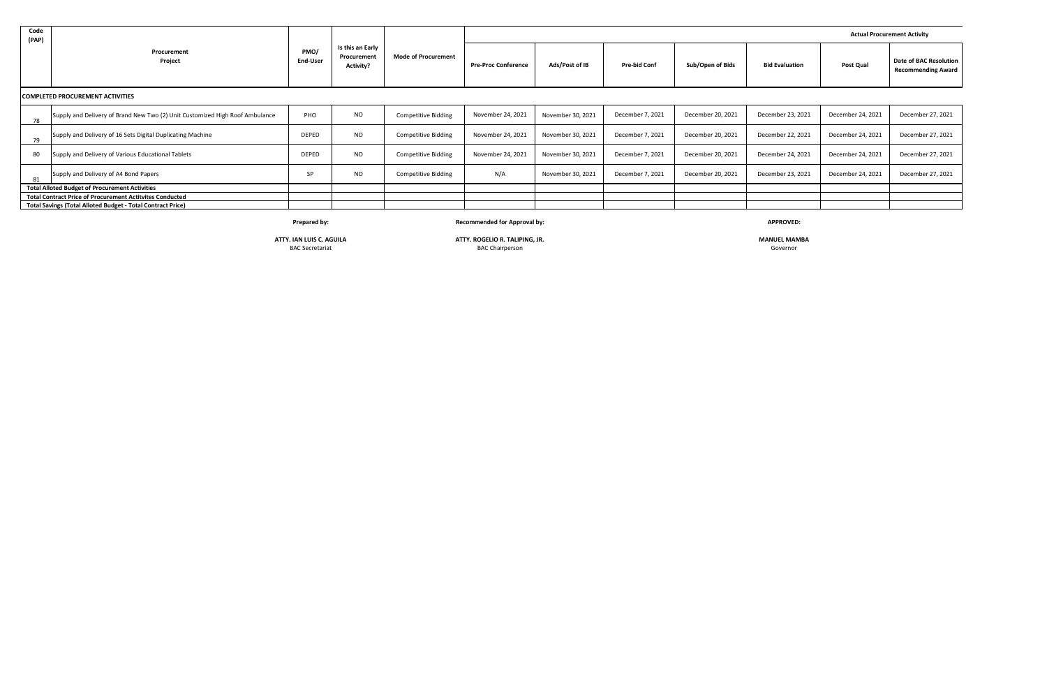| Code (PAP) | Procurement Project | PMO/ End-User | Is this an Early Procurement Activity? | Mode of Procurement | Actual Procurement Activity | | | | | | |
|---|---|---|---|---|---|---|---|---|---|---|---|
| | | | | | Pre-Proc Conference | Ads/Post of IB | Pre-bid Conf | Sub/Open of Bids | Bid Evaluation | Post Qual | Date of BAC Resolution Recommending Award |
| **COMPLETED PROCUREMENT ACTIVITIES** | | | | | | | | | | | |
| 78 | Supply and Delivery of Brand New Two (2) Unit Customized High Roof Ambulance | PHO | NO | Competitive Bidding | November 24, 2021 | November 30, 2021 | December 7, 2021 | December 20, 2021 | December 23, 2021 | December 24, 2021 | December 27, 2021 |
| 79 | Supply and Delivery of 16 Sets Digital Duplicating Machine | DEPED | NO | Competitive Bidding | November 24, 2021 | November 30, 2021 | December 7, 2021 | December 20, 2021 | December 22, 2021 | December 24, 2021 | December 27, 2021 |
| 80 | Supply and Delivery of Various Educational Tablets | DEPED | NO | Competitive Bidding | November 24, 2021 | November 30, 2021 | December 7, 2021 | December 20, 2021 | December 24, 2021 | December 24, 2021 | December 27, 2021 |
| 81 | Supply and Delivery of A4 Bond Papers | SP | NO | Competitive Bidding | N/A | November 30, 2021 | December 7, 2021 | December 20, 2021 | December 23, 2021 | December 24, 2021 | December 27, 2021 |
| **Total Alloted Budget of Procurement Activities** | | | | | | | | | | | |
| **Total Contract Price of Procurement Actitvites Conducted** | | | | | | | | | | | |
| **Total Savings (Total Alloted Budget - Total Contract Price)** | | | | | | | | | | | |

**Prepared by:**

**ATTY. IAN LUIS C. AGUILA**
BAC Secretariat

**Recommended for Approval by:**

**ATTY. ROGELIO R. TALIPING, JR.**
BAC Chairperson

**APPROVED:**

**MANUEL MAMBA**
Governor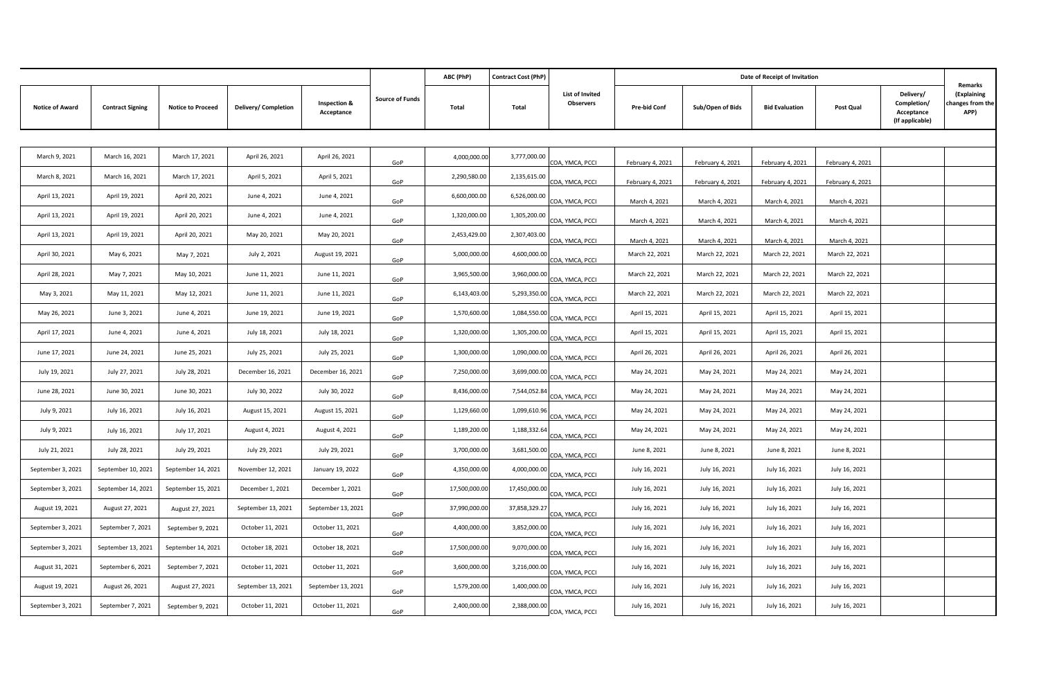| Notice of Award | Contract Signing | Notice to Proceed | Delivery/ Completion | Inspection & Acceptance | Source of Funds | ABC (PhP) | Contract Cost (PhP) | List of Invited Observers | Date of Receipt of Invitation | | | | | Remarks (Explaining changes from the APP) |
|---|---|---|---|---|---|---|---|---|---|---|---|---|---|---|
| | | | | | | Total | Total | | Pre-bid Conf | Sub/Open of Bids | Bid Evaluation | Post Qual | Delivery/ Completion/ Acceptance (If applicable) | |
| March 9, 2021 | March 16, 2021 | March 17, 2021 | April 26, 2021 | April 26, 2021 | GoP | 4,000,000.00 | 3,777,000.00 | COA, YMCA, PCCI | February 4, 2021 | February 4, 2021 | February 4, 2021 | February 4, 2021 | | |
| March 8, 2021 | March 16, 2021 | March 17, 2021 | April 5, 2021 | April 5, 2021 | GoP | 2,290,580.00 | 2,135,615.00 | COA, YMCA, PCCI | February 4, 2021 | February 4, 2021 | February 4, 2021 | February 4, 2021 | | |
| April 13, 2021 | April 19, 2021 | April 20, 2021 | June 4, 2021 | June 4, 2021 | GoP | 6,600,000.00 | 6,526,000.00 | COA, YMCA, PCCI | March 4, 2021 | March 4, 2021 | March 4, 2021 | March 4, 2021 | | |
| April 13, 2021 | April 19, 2021 | April 20, 2021 | June 4, 2021 | June 4, 2021 | GoP | 1,320,000.00 | 1,305,200.00 | COA, YMCA, PCCI | March 4, 2021 | March 4, 2021 | March 4, 2021 | March 4, 2021 | | |
| April 13, 2021 | April 19, 2021 | April 20, 2021 | May 20, 2021 | May 20, 2021 | GoP | 2,453,429.00 | 2,307,403.00 | COA, YMCA, PCCI | March 4, 2021 | March 4, 2021 | March 4, 2021 | March 4, 2021 | | |
| April 30, 2021 | May 6, 2021 | May 7, 2021 | July 2, 2021 | August 19, 2021 | GoP | 5,000,000.00 | 4,600,000.00 | COA, YMCA, PCCI | March 22, 2021 | March 22, 2021 | March 22, 2021 | March 22, 2021 | | |
| April 28, 2021 | May 7, 2021 | May 10, 2021 | June 11, 2021 | June 11, 2021 | GoP | 3,965,500.00 | 3,960,000.00 | COA, YMCA, PCCI | March 22, 2021 | March 22, 2021 | March 22, 2021 | March 22, 2021 | | |
| May 3, 2021 | May 11, 2021 | May 12, 2021 | June 11, 2021 | June 11, 2021 | GoP | 6,143,403.00 | 5,293,350.00 | COA, YMCA, PCCI | March 22, 2021 | March 22, 2021 | March 22, 2021 | March 22, 2021 | | |
| May 26, 2021 | June 3, 2021 | June 4, 2021 | June 19, 2021 | June 19, 2021 | GoP | 1,570,600.00 | 1,084,550.00 | COA, YMCA, PCCI | April 15, 2021 | April 15, 2021 | April 15, 2021 | April 15, 2021 | | |
| April 17, 2021 | June 4, 2021 | June 4, 2021 | July 18, 2021 | July 18, 2021 | GoP | 1,320,000.00 | 1,305,200.00 | COA, YMCA, PCCI | April 15, 2021 | April 15, 2021 | April 15, 2021 | April 15, 2021 | | |
| June 17, 2021 | June 24, 2021 | June 25, 2021 | July 25, 2021 | July 25, 2021 | GoP | 1,300,000.00 | 1,090,000.00 | COA, YMCA, PCCI | April 26, 2021 | April 26, 2021 | April 26, 2021 | April 26, 2021 | | |
| July 19, 2021 | July 27, 2021 | July 28, 2021 | December 16, 2021 | December 16, 2021 | GoP | 7,250,000.00 | 3,699,000.00 | COA, YMCA, PCCI | May 24, 2021 | May 24, 2021 | May 24, 2021 | May 24, 2021 | | |
| June 28, 2021 | June 30, 2021 | June 30, 2021 | July 30, 2022 | July 30, 2022 | GoP | 8,436,000.00 | 7,544,052.84 | COA, YMCA, PCCI | May 24, 2021 | May 24, 2021 | May 24, 2021 | May 24, 2021 | | |
| July 9, 2021 | July 16, 2021 | July 16, 2021 | August 15, 2021 | August 15, 2021 | GoP | 1,129,660.00 | 1,099,610.96 | COA, YMCA, PCCI | May 24, 2021 | May 24, 2021 | May 24, 2021 | May 24, 2021 | | |
| July 9, 2021 | July 16, 2021 | July 17, 2021 | August 4, 2021 | August 4, 2021 | GoP | 1,189,200.00 | 1,188,332.64 | COA, YMCA, PCCI | May 24, 2021 | May 24, 2021 | May 24, 2021 | May 24, 2021 | | |
| July 21, 2021 | July 28, 2021 | July 29, 2021 | July 29, 2021 | July 29, 2021 | GoP | 3,700,000.00 | 3,681,500.00 | COA, YMCA, PCCI | June 8, 2021 | June 8, 2021 | June 8, 2021 | June 8, 2021 | | |
| September 3, 2021 | September 10, 2021 | September 14, 2021 | November 12, 2021 | January 19, 2022 | GoP | 4,350,000.00 | 4,000,000.00 | COA, YMCA, PCCI | July 16, 2021 | July 16, 2021 | July 16, 2021 | July 16, 2021 | | |
| September 3, 2021 | September 14, 2021 | September 15, 2021 | December 1, 2021 | December 1, 2021 | GoP | 17,500,000.00 | 17,450,000.00 | COA, YMCA, PCCI | July 16, 2021 | July 16, 2021 | July 16, 2021 | July 16, 2021 | | |
| August 19, 2021 | August 27, 2021 | August 27, 2021 | September 13, 2021 | September 13, 2021 | GoP | 37,990,000.00 | 37,858,329.27 | COA, YMCA, PCCI | July 16, 2021 | July 16, 2021 | July 16, 2021 | July 16, 2021 | | |
| September 3, 2021 | September 7, 2021 | September 9, 2021 | October 11, 2021 | October 11, 2021 | GoP | 4,400,000.00 | 3,852,000.00 | COA, YMCA, PCCI | July 16, 2021 | July 16, 2021 | July 16, 2021 | July 16, 2021 | | |
| September 3, 2021 | September 13, 2021 | September 14, 2021 | October 18, 2021 | October 18, 2021 | GoP | 17,500,000.00 | 9,070,000.00 | COA, YMCA, PCCI | July 16, 2021 | July 16, 2021 | July 16, 2021 | July 16, 2021 | | |
| August 31, 2021 | September 6, 2021 | September 7, 2021 | October 11, 2021 | October 11, 2021 | GoP | 3,600,000.00 | 3,216,000.00 | COA, YMCA, PCCI | July 16, 2021 | July 16, 2021 | July 16, 2021 | July 16, 2021 | | |
| August 19, 2021 | August 26, 2021 | August 27, 2021 | September 13, 2021 | September 13, 2021 | GoP | 1,579,200.00 | 1,400,000.00 | COA, YMCA, PCCI | July 16, 2021 | July 16, 2021 | July 16, 2021 | July 16, 2021 | | |
| September 3, 2021 | September 7, 2021 | September 9, 2021 | October 11, 2021 | October 11, 2021 | GoP | 2,400,000.00 | 2,388,000.00 | COA, YMCA, PCCI | July 16, 2021 | July 16, 2021 | July 16, 2021 | July 16, 2021 | | |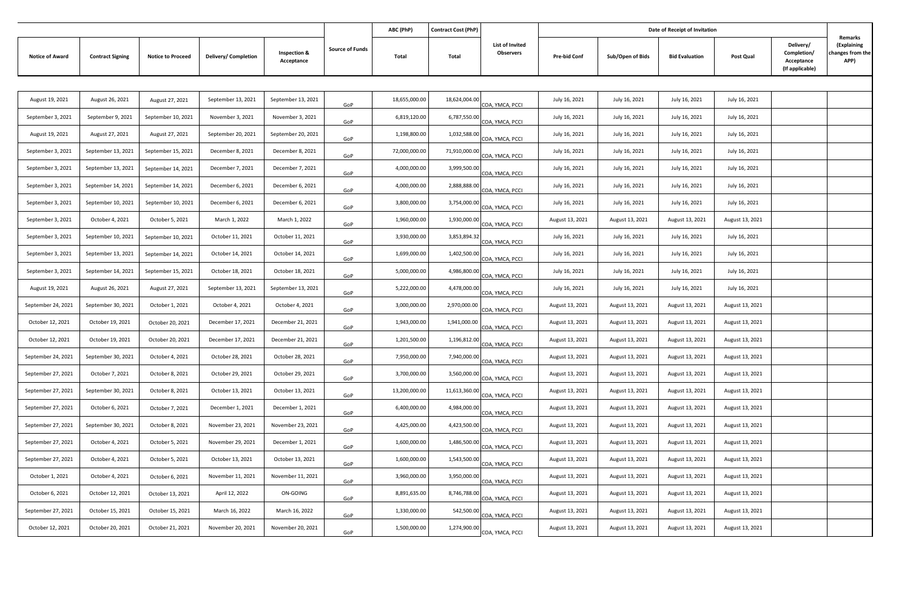| Notice of Award | Contract Signing | Notice to Proceed | Delivery/ Completion | Inspection & Acceptance | Source of Funds | ABC (PhP) | Contract Cost (PhP) | List of Invited Observers | Date of Receipt of Invitation | | | | | Remarks (Explaining changes from the APP) |
|---|---|---|---|---|---|---|---|---|---|---|---|---|---|---|
| | | | | | | Total | Total | | Pre-bid Conf | Sub/Open of Bids | Bid Evaluation | Post Qual | Delivery/ Completion/ Acceptance (If applicable) | |
| August 19, 2021 | August 26, 2021 | August 27, 2021 | September 13, 2021 | September 13, 2021 | GoP | 18,655,000.00 | 18,624,004.00 | COA, YMCA, PCCI | July 16, 2021 | July 16, 2021 | July 16, 2021 | July 16, 2021 | | |
| September 3, 2021 | September 9, 2021 | September 10, 2021 | November 3, 2021 | November 3, 2021 | GoP | 6,819,120.00 | 6,787,550.00 | COA, YMCA, PCCI | July 16, 2021 | July 16, 2021 | July 16, 2021 | July 16, 2021 | | |
| August 19, 2021 | August 27, 2021 | August 27, 2021 | September 20, 2021 | September 20, 2021 | GoP | 1,198,800.00 | 1,032,588.00 | COA, YMCA, PCCI | July 16, 2021 | July 16, 2021 | July 16, 2021 | July 16, 2021 | | |
| September 3, 2021 | September 13, 2021 | September 15, 2021 | December 8, 2021 | December 8, 2021 | GoP | 72,000,000.00 | 71,910,000.00 | COA, YMCA, PCCI | July 16, 2021 | July 16, 2021 | July 16, 2021 | July 16, 2021 | | |
| September 3, 2021 | September 13, 2021 | September 14, 2021 | December 7, 2021 | December 7, 2021 | GoP | 4,000,000.00 | 3,999,500.00 | COA, YMCA, PCCI | July 16, 2021 | July 16, 2021 | July 16, 2021 | July 16, 2021 | | |
| September 3, 2021 | September 14, 2021 | September 14, 2021 | December 6, 2021 | December 6, 2021 | GoP | 4,000,000.00 | 2,888,888.00 | COA, YMCA, PCCI | July 16, 2021 | July 16, 2021 | July 16, 2021 | July 16, 2021 | | |
| September 3, 2021 | September 10, 2021 | September 10, 2021 | December 6, 2021 | December 6, 2021 | GoP | 3,800,000.00 | 3,754,000.00 | COA, YMCA, PCCI | July 16, 2021 | July 16, 2021 | July 16, 2021 | July 16, 2021 | | |
| September 3, 2021 | October 4, 2021 | October 5, 2021 | March 1, 2022 | March 1, 2022 | GoP | 1,960,000.00 | 1,930,000.00 | COA, YMCA, PCCI | August 13, 2021 | August 13, 2021 | August 13, 2021 | August 13, 2021 | | |
| September 3, 2021 | September 10, 2021 | September 10, 2021 | October 11, 2021 | October 11, 2021 | GoP | 3,930,000.00 | 3,853,894.32 | COA, YMCA, PCCI | July 16, 2021 | July 16, 2021 | July 16, 2021 | July 16, 2021 | | |
| September 3, 2021 | September 13, 2021 | September 14, 2021 | October 14, 2021 | October 14, 2021 | GoP | 1,699,000.00 | 1,402,500.00 | COA, YMCA, PCCI | July 16, 2021 | July 16, 2021 | July 16, 2021 | July 16, 2021 | | |
| September 3, 2021 | September 14, 2021 | September 15, 2021 | October 18, 2021 | October 18, 2021 | GoP | 5,000,000.00 | 4,986,800.00 | COA, YMCA, PCCI | July 16, 2021 | July 16, 2021 | July 16, 2021 | July 16, 2021 | | |
| August 19, 2021 | August 26, 2021 | August 27, 2021 | September 13, 2021 | September 13, 2021 | GoP | 5,222,000.00 | 4,478,000.00 | COA, YMCA, PCCI | July 16, 2021 | July 16, 2021 | July 16, 2021 | July 16, 2021 | | |
| September 24, 2021 | September 30, 2021 | October 1, 2021 | October 4, 2021 | October 4, 2021 | GoP | 3,000,000.00 | 2,970,000.00 | COA, YMCA, PCCI | August 13, 2021 | August 13, 2021 | August 13, 2021 | August 13, 2021 | | |
| October 12, 2021 | October 19, 2021 | October 20, 2021 | December 17, 2021 | December 21, 2021 | GoP | 1,943,000.00 | 1,941,000.00 | COA, YMCA, PCCI | August 13, 2021 | August 13, 2021 | August 13, 2021 | August 13, 2021 | | |
| October 12, 2021 | October 19, 2021 | October 20, 2021 | December 17, 2021 | December 21, 2021 | GoP | 1,201,500.00 | 1,196,812.00 | COA, YMCA, PCCI | August 13, 2021 | August 13, 2021 | August 13, 2021 | August 13, 2021 | | |
| September 24, 2021 | September 30, 2021 | October 4, 2021 | October 28, 2021 | October 28, 2021 | GoP | 7,950,000.00 | 7,940,000.00 | COA, YMCA, PCCI | August 13, 2021 | August 13, 2021 | August 13, 2021 | August 13, 2021 | | |
| September 27, 2021 | October 7, 2021 | October 8, 2021 | October 29, 2021 | October 29, 2021 | GoP | 3,700,000.00 | 3,560,000.00 | COA, YMCA, PCCI | August 13, 2021 | August 13, 2021 | August 13, 2021 | August 13, 2021 | | |
| September 27, 2021 | September 30, 2021 | October 8, 2021 | October 13, 2021 | October 13, 2021 | GoP | 13,200,000.00 | 11,613,360.00 | COA, YMCA, PCCI | August 13, 2021 | August 13, 2021 | August 13, 2021 | August 13, 2021 | | |
| September 27, 2021 | October 6, 2021 | October 7, 2021 | December 1, 2021 | December 1, 2021 | GoP | 6,400,000.00 | 4,984,000.00 | COA, YMCA, PCCI | August 13, 2021 | August 13, 2021 | August 13, 2021 | August 13, 2021 | | |
| September 27, 2021 | September 30, 2021 | October 8, 2021 | November 23, 2021 | November 23, 2021 | GoP | 4,425,000.00 | 4,423,500.00 | COA, YMCA, PCCI | August 13, 2021 | August 13, 2021 | August 13, 2021 | August 13, 2021 | | |
| September 27, 2021 | October 4, 2021 | October 5, 2021 | November 29, 2021 | December 1, 2021 | GoP | 1,600,000.00 | 1,486,500.00 | COA, YMCA, PCCI | August 13, 2021 | August 13, 2021 | August 13, 2021 | August 13, 2021 | | |
| September 27, 2021 | October 4, 2021 | October 5, 2021 | October 13, 2021 | October 13, 2021 | GoP | 1,600,000.00 | 1,543,500.00 | COA, YMCA, PCCI | August 13, 2021 | August 13, 2021 | August 13, 2021 | August 13, 2021 | | |
| October 1, 2021 | October 4, 2021 | October 6, 2021 | November 11, 2021 | November 11, 2021 | GoP | 3,960,000.00 | 3,950,000.00 | COA, YMCA, PCCI | August 13, 2021 | August 13, 2021 | August 13, 2021 | August 13, 2021 | | |
| October 6, 2021 | October 12, 2021 | October 13, 2021 | April 12, 2022 | ON-GOING | GoP | 8,891,635.00 | 8,746,788.00 | COA, YMCA, PCCI | August 13, 2021 | August 13, 2021 | August 13, 2021 | August 13, 2021 | | |
| September 27, 2021 | October 15, 2021 | October 15, 2021 | March 16, 2022 | March 16, 2022 | GoP | 1,330,000.00 | 542,500.00 | COA, YMCA, PCCI | August 13, 2021 | August 13, 2021 | August 13, 2021 | August 13, 2021 | | |
| October 12, 2021 | October 20, 2021 | October 21, 2021 | November 20, 2021 | November 20, 2021 | GoP | 1,500,000.00 | 1,274,900.00 | COA, YMCA, PCCI | August 13, 2021 | August 13, 2021 | August 13, 2021 | August 13, 2021 | | |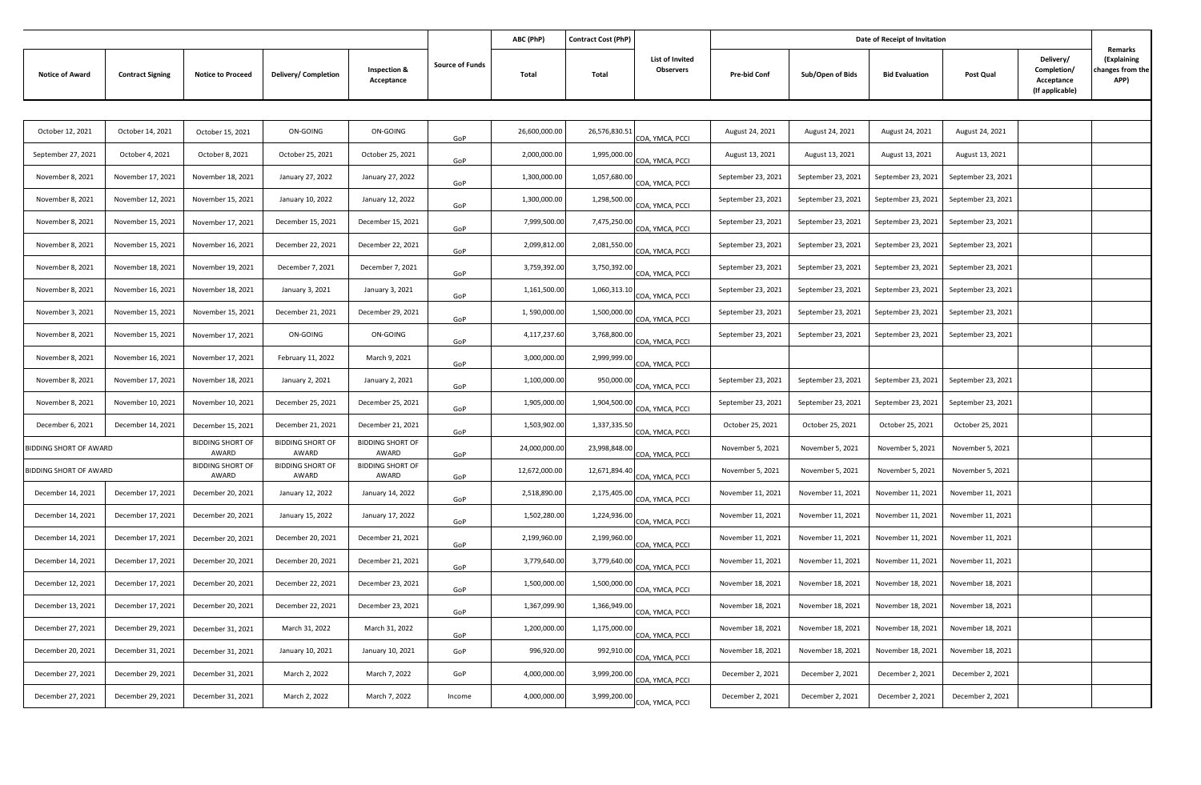| Notice of Award | Contract Signing | Notice to Proceed | Delivery/ Completion | Inspection & Acceptance | Source of Funds | ABC (PhP) | Contract Cost (PhP) | List of Invited Observers | Date of Receipt of Invitation | | | | | Remarks (Explaining changes from the APP) |
|---|---|---|---|---|---|---|---|---|---|---|---|---|---|---|
| | | | | | | Total | Total | | Pre-bid Conf | Sub/Open of Bids | Bid Evaluation | Post Qual | Delivery/ Completion/ Acceptance (If applicable) | |
| October 12, 2021 | October 14, 2021 | October 15, 2021 | ON-GOING | ON-GOING | GoP | 26,600,000.00 | 26,576,830.51 | COA, YMCA, PCCI | August 24, 2021 | August 24, 2021 | August 24, 2021 | August 24, 2021 | | |
| September 27, 2021 | October 4, 2021 | October 8, 2021 | October 25, 2021 | October 25, 2021 | GoP | 2,000,000.00 | 1,995,000.00 | COA, YMCA, PCCI | August 13, 2021 | August 13, 2021 | August 13, 2021 | August 13, 2021 | | |
| November 8, 2021 | November 17, 2021 | November 18, 2021 | January 27, 2022 | January 27, 2022 | GoP | 1,300,000.00 | 1,057,680.00 | COA, YMCA, PCCI | September 23, 2021 | September 23, 2021 | September 23, 2021 | September 23, 2021 | | |
| November 8, 2021 | November 12, 2021 | November 15, 2021 | January 10, 2022 | January 12, 2022 | GoP | 1,300,000.00 | 1,298,500.00 | COA, YMCA, PCCI | September 23, 2021 | September 23, 2021 | September 23, 2021 | September 23, 2021 | | |
| November 8, 2021 | November 15, 2021 | November 17, 2021 | December 15, 2021 | December 15, 2021 | GoP | 7,999,500.00 | 7,475,250.00 | COA, YMCA, PCCI | September 23, 2021 | September 23, 2021 | September 23, 2021 | September 23, 2021 | | |
| November 8, 2021 | November 15, 2021 | November 16, 2021 | December 22, 2021 | December 22, 2021 | GoP | 2,099,812.00 | 2,081,550.00 | COA, YMCA, PCCI | September 23, 2021 | September 23, 2021 | September 23, 2021 | September 23, 2021 | | |
| November 8, 2021 | November 18, 2021 | November 19, 2021 | December 7, 2021 | December 7, 2021 | GoP | 3,759,392.00 | 3,750,392.00 | COA, YMCA, PCCI | September 23, 2021 | September 23, 2021 | September 23, 2021 | September 23, 2021 | | |
| November 8, 2021 | November 16, 2021 | November 18, 2021 | January 3, 2021 | January 3, 2021 | GoP | 1,161,500.00 | 1,060,313.10 | COA, YMCA, PCCI | September 23, 2021 | September 23, 2021 | September 23, 2021 | September 23, 2021 | | |
| November 3, 2021 | November 15, 2021 | November 15, 2021 | December 21, 2021 | December 29, 2021 | GoP | 1, 590,000.00 | 1,500,000.00 | COA, YMCA, PCCI | September 23, 2021 | September 23, 2021 | September 23, 2021 | September 23, 2021 | | |
| November 8, 2021 | November 15, 2021 | November 17, 2021 | ON-GOING | ON-GOING | GoP | 4,117,237.60 | 3,768,800.00 | COA, YMCA, PCCI | September 23, 2021 | September 23, 2021 | September 23, 2021 | September 23, 2021 | | |
| November 8, 2021 | November 16, 2021 | November 17, 2021 | February 11, 2022 | March 9, 2021 | GoP | 3,000,000.00 | 2,999,999.00 | COA, YMCA, PCCI | | | | | | |
| November 8, 2021 | November 17, 2021 | November 18, 2021 | January 2, 2021 | January 2, 2021 | GoP | 1,100,000.00 | 950,000.00 | COA, YMCA, PCCI | September 23, 2021 | September 23, 2021 | September 23, 2021 | September 23, 2021 | | |
| November 8, 2021 | November 10, 2021 | November 10, 2021 | December 25, 2021 | December 25, 2021 | GoP | 1,905,000.00 | 1,904,500.00 | COA, YMCA, PCCI | September 23, 2021 | September 23, 2021 | September 23, 2021 | September 23, 2021 | | |
| December 6, 2021 | December 14, 2021 | December 15, 2021 | December 21, 2021 | December 21, 2021 | GoP | 1,503,902.00 | 1,337,335.50 | COA, YMCA, PCCI | October 25, 2021 | October 25, 2021 | October 25, 2021 | October 25, 2021 | | |
| BIDDING SHORT OF AWARD | | BIDDING SHORT OF AWARD | BIDDING SHORT OF AWARD | BIDDING SHORT OF AWARD | GoP | 24,000,000.00 | 23,998,848.00 | COA, YMCA, PCCI | November 5, 2021 | November 5, 2021 | November 5, 2021 | November 5, 2021 | | |
| BIDDING SHORT OF AWARD | | BIDDING SHORT OF AWARD | BIDDING SHORT OF AWARD | BIDDING SHORT OF AWARD | GoP | 12,672,000.00 | 12,671,894.40 | COA, YMCA, PCCI | November 5, 2021 | November 5, 2021 | November 5, 2021 | November 5, 2021 | | |
| December 14, 2021 | December 17, 2021 | December 20, 2021 | January 12, 2022 | January 14, 2022 | GoP | 2,518,890.00 | 2,175,405.00 | COA, YMCA, PCCI | November 11, 2021 | November 11, 2021 | November 11, 2021 | November 11, 2021 | | |
| December 14, 2021 | December 17, 2021 | December 20, 2021 | January 15, 2022 | January 17, 2022 | GoP | 1,502,280.00 | 1,224,936.00 | COA, YMCA, PCCI | November 11, 2021 | November 11, 2021 | November 11, 2021 | November 11, 2021 | | |
| December 14, 2021 | December 17, 2021 | December 20, 2021 | December 20, 2021 | December 21, 2021 | GoP | 2,199,960.00 | 2,199,960.00 | COA, YMCA, PCCI | November 11, 2021 | November 11, 2021 | November 11, 2021 | November 11, 2021 | | |
| December 14, 2021 | December 17, 2021 | December 20, 2021 | December 20, 2021 | December 21, 2021 | GoP | 3,779,640.00 | 3,779,640.00 | COA, YMCA, PCCI | November 11, 2021 | November 11, 2021 | November 11, 2021 | November 11, 2021 | | |
| December 12, 2021 | December 17, 2021 | December 20, 2021 | December 22, 2021 | December 23, 2021 | GoP | 1,500,000.00 | 1,500,000.00 | COA, YMCA, PCCI | November 18, 2021 | November 18, 2021 | November 18, 2021 | November 18, 2021 | | |
| December 13, 2021 | December 17, 2021 | December 20, 2021 | December 22, 2021 | December 23, 2021 | GoP | 1,367,099.90 | 1,366,949.00 | COA, YMCA, PCCI | November 18, 2021 | November 18, 2021 | November 18, 2021 | November 18, 2021 | | |
| December 27, 2021 | December 29, 2021 | December 31, 2021 | March 31, 2022 | March 31, 2022 | GoP | 1,200,000.00 | 1,175,000.00 | COA, YMCA, PCCI | November 18, 2021 | November 18, 2021 | November 18, 2021 | November 18, 2021 | | |
| December 20, 2021 | December 31, 2021 | December 31, 2021 | January 10, 2021 | January 10, 2021 | GoP | 996,920.00 | 992,910.00 | COA, YMCA, PCCI | November 18, 2021 | November 18, 2021 | November 18, 2021 | November 18, 2021 | | |
| December 27, 2021 | December 29, 2021 | December 31, 2021 | March 2, 2022 | March 7, 2022 | GoP | 4,000,000.00 | 3,999,200.00 | COA, YMCA, PCCI | December 2, 2021 | December 2, 2021 | December 2, 2021 | December 2, 2021 | | |
| December 27, 2021 | December 29, 2021 | December 31, 2021 | March 2, 2022 | March 7, 2022 | Income | 4,000,000.00 | 3,999,200.00 | COA, YMCA, PCCI | December 2, 2021 | December 2, 2021 | December 2, 2021 | December 2, 2021 | | |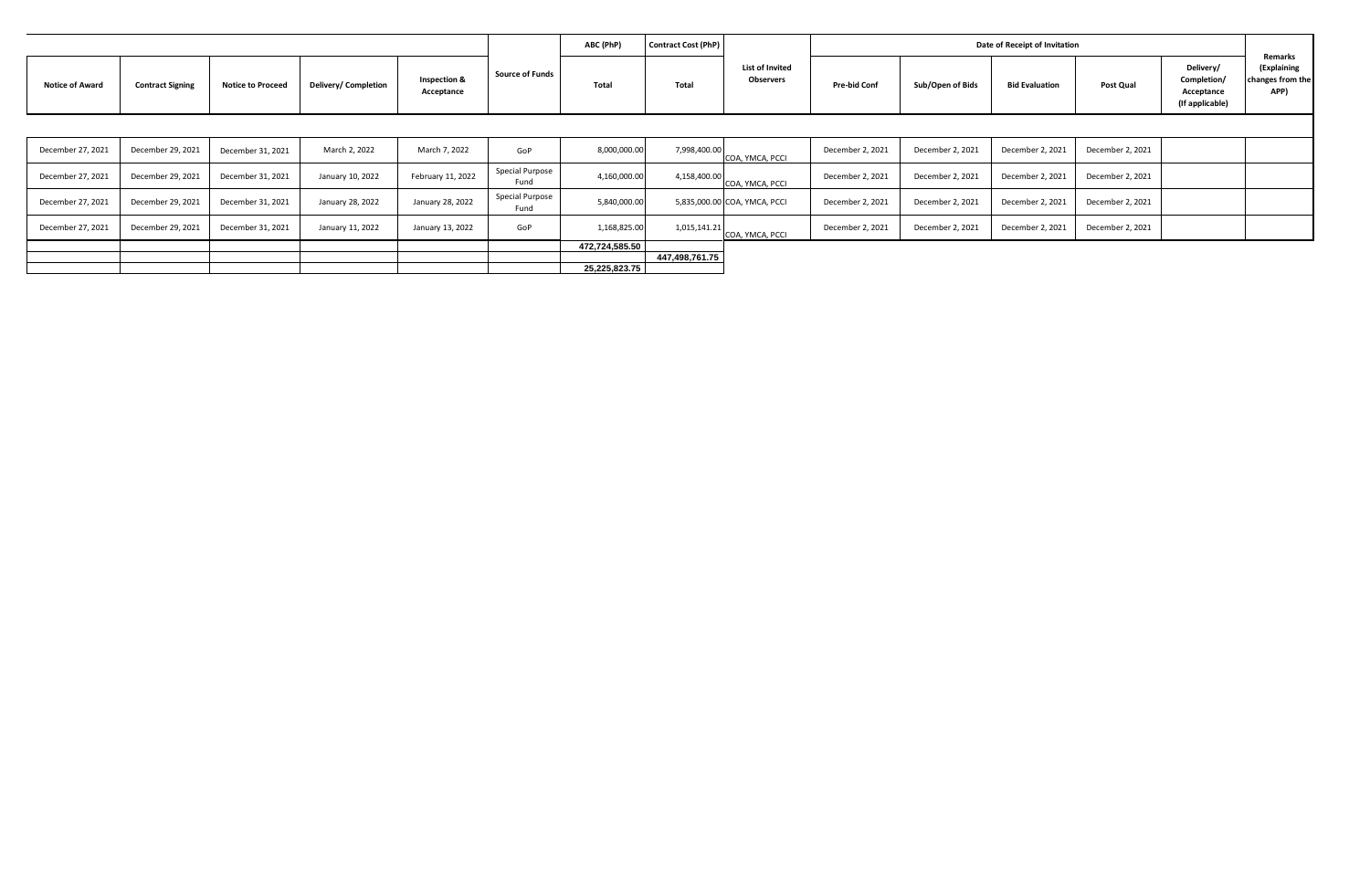| Notice of Award | Contract Signing | Notice to Proceed | Delivery/ Completion | Inspection & Acceptance | Source of Funds | ABC (PhP) | Contract Cost (PhP) | List of Invited Observers | Date of Receipt of Invitation | | | | | Remarks (Explaining changes from the APP) |
|---|---|---|---|---|---|---|---|---|---|---|---|---|---|---|
| | | | | | | Total | Total | | Pre-bid Conf | Sub/Open of Bids | Bid Evaluation | Post Qual | Delivery/ Completion/ Acceptance (If applicable) | |
| December 27, 2021 | December 29, 2021 | December 31, 2021 | March 2, 2022 | March 7, 2022 | GoP | 8,000,000.00 | 7,998,400.00 | COA, YMCA, PCCI | December 2, 2021 | December 2, 2021 | December 2, 2021 | December 2, 2021 | | |
| December 27, 2021 | December 29, 2021 | December 31, 2021 | January 10, 2022 | February 11, 2022 | Special Purpose Fund | 4,160,000.00 | 4,158,400.00 | COA, YMCA, PCCI | December 2, 2021 | December 2, 2021 | December 2, 2021 | December 2, 2021 | | |
| December 27, 2021 | December 29, 2021 | December 31, 2021 | January 28, 2022 | January 28, 2022 | Special Purpose Fund | 5,840,000.00 | 5,835,000.00 | COA, YMCA, PCCI | December 2, 2021 | December 2, 2021 | December 2, 2021 | December 2, 2021 | | |
| December 27, 2021 | December 29, 2021 | December 31, 2021 | January 11, 2022 | January 13, 2022 | GoP | 1,168,825.00 | 1,015,141.21 | COA, YMCA, PCCI | December 2, 2021 | December 2, 2021 | December 2, 2021 | December 2, 2021 | | |
| | | | | | | **472,724,585.50** | | | | | | | | |
| | | | | | | | **447,498,761.75** | | | | | | | |
| | | | | | | **25,225,823.75** | | | | | | | | |